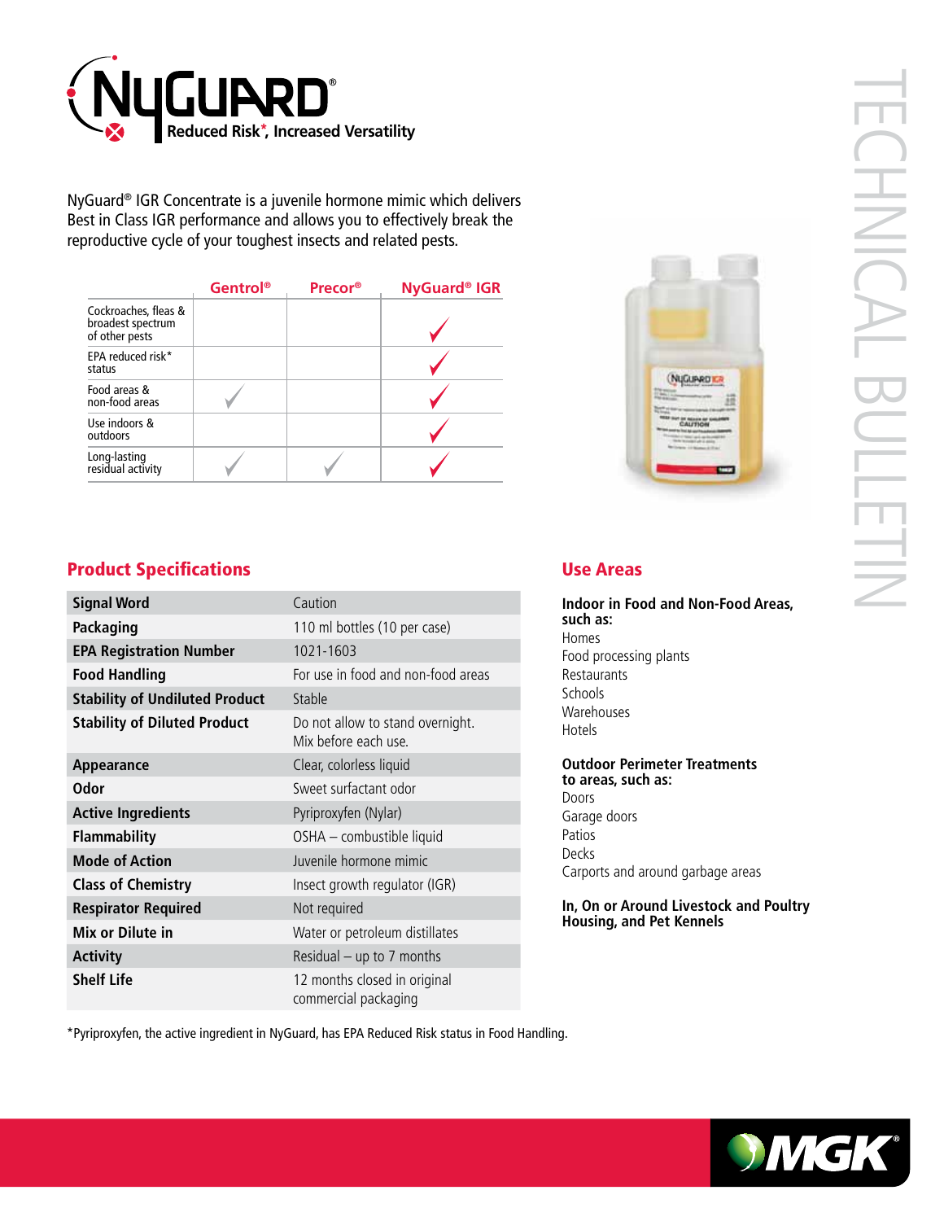# NyGuard®

Reduced Risk*, Increased Versatility

TECHNICAL BULLETIN

NyGuard® IGR Concentrate is a juvenile hormone mimic which delivers Best in Class IGR performance and allows you to effectively break the reproductive cycle of your toughest insects and related pests.

| | Gentrol® | Precor® | NyGuard® IGR |
|---|---|---|---|
| Cockroaches, fleas & broadest spectrum of other pests | | | ✓ |
| EPA reduced risk* status | | | ✓ |
| Food areas & non-food areas | ✓ | | ✓ |
| Use indoors & outdoors | | | ✓ |
| Long-lasting residual activity | ✓ | ✓ | ✓ |

## Product Specifications

| | |
|---|---|
| **Signal Word** | Caution |
| **Packaging** | 110 ml bottles (10 per case) |
| **EPA Registration Number** | 1021-1603 |
| **Food Handling** | For use in food and non-food areas |
| **Stability of Undiluted Product** | Stable |
| **Stability of Diluted Product** | Do not allow to stand overnight. Mix before each use. |
| **Appearance** | Clear, colorless liquid |
| **Odor** | Sweet surfactant odor |
| **Active Ingredients** | Pyriproxyfen (Nylar) |
| **Flammability** | OSHA – combustible liquid |
| **Mode of Action** | Juvenile hormone mimic |
| **Class of Chemistry** | Insect growth regulator (IGR) |
| **Respirator Required** | Not required |
| **Mix or Dilute in** | Water or petroleum distillates |
| **Activity** | Residual – up to 7 months |
| **Shelf Life** | 12 months closed in original commercial packaging |

*Pyriproxyfen, the active ingredient in NyGuard, has EPA Reduced Risk status in Food Handling.

## Use Areas

**Indoor in Food and Non-Food Areas, such as:**

Homes
Food processing plants
Restaurants
Schools
Warehouses
Hotels

**Outdoor Perimeter Treatments to areas, such as:**

Doors
Garage doors
Patios
Decks
Carports and around garbage areas

**In, On or Around Livestock and Poultry Housing, and Pet Kennels**

MGK®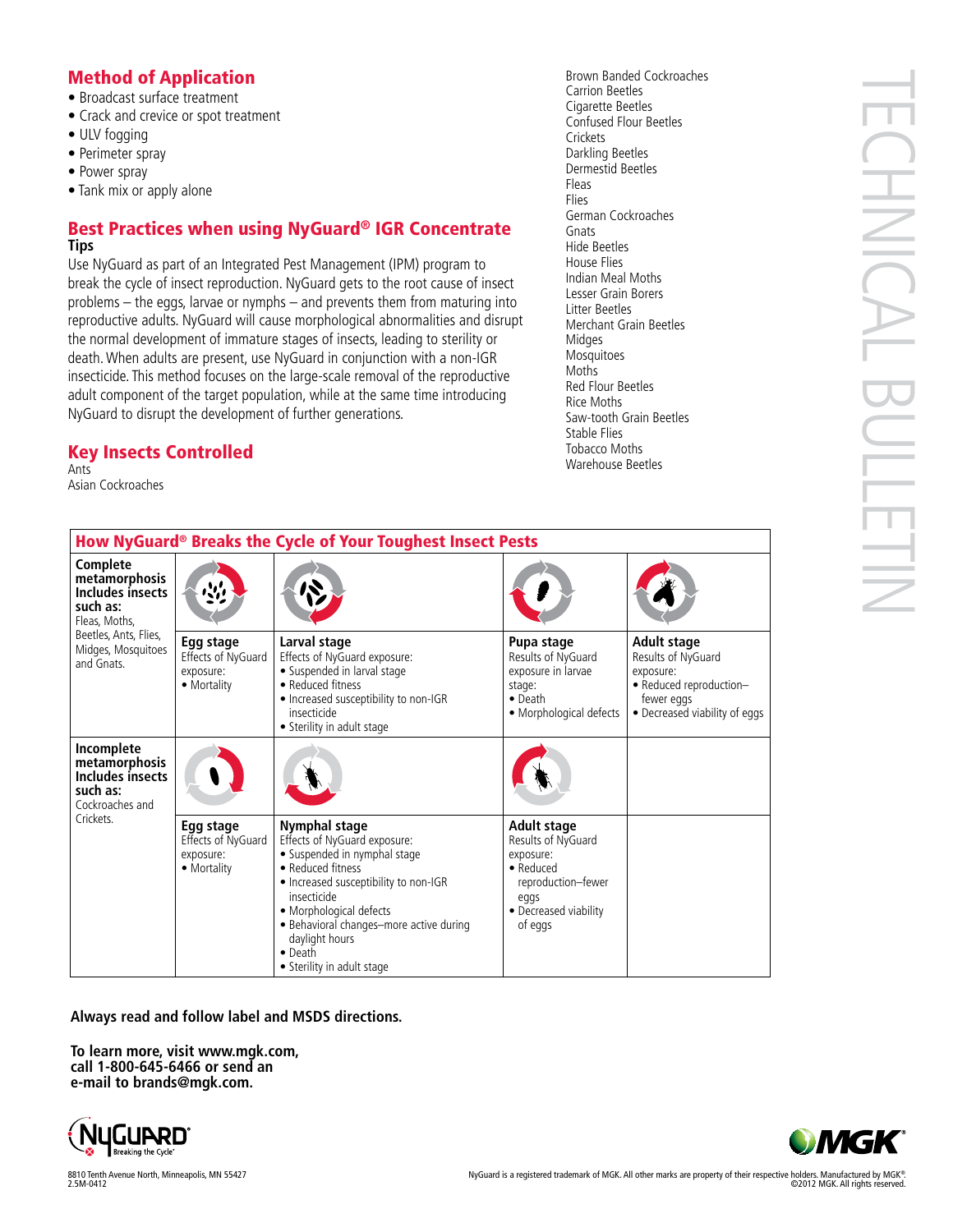## Method of Application

- Broadcast surface treatment
- Crack and crevice or spot treatment
- ULV fogging
- Perimeter spray
- Power spray
- Tank mix or apply alone

## Best Practices when using NyGuard® IGR Concentrate

**Tips**

Use NyGuard as part of an Integrated Pest Management (IPM) program to break the cycle of insect reproduction. NyGuard gets to the root cause of insect problems – the eggs, larvae or nymphs – and prevents them from maturing into reproductive adults. NyGuard will cause morphological abnormalities and disrupt the normal development of immature stages of insects, leading to sterility or death. When adults are present, use NyGuard in conjunction with a non-IGR insecticide. This method focuses on the large-scale removal of the reproductive adult component of the target population, while at the same time introducing NyGuard to disrupt the development of further generations.

## Key Insects Controlled

Ants
Asian Cockroaches
Brown Banded Cockroaches
Carrion Beetles
Cigarette Beetles
Confused Flour Beetles
Crickets
Darkling Beetles
Dermestid Beetles
Fleas
Flies
German Cockroaches
Gnats
Hide Beetles
House Flies
Indian Meal Moths
Lesser Grain Borers
Litter Beetles
Merchant Grain Beetles
Midges
Mosquitoes
Moths
Red Flour Beetles
Rice Moths
Saw-tooth Grain Beetles
Stable Flies
Tobacco Moths
Warehouse Beetles

## How NyGuard® Breaks the Cycle of Your Toughest Insect Pests

| | | | | |
|---|---|---|---|---|
| **Complete metamorphosis Includes insects such as:** Fleas, Moths, Beetles, Ants, Flies, Midges, Mosquitoes and Gnats. | **Egg stage** Effects of NyGuard exposure: • Mortality | **Larval stage** Effects of NyGuard exposure: • Suspended in larval stage • Reduced fitness • Increased susceptibility to non-IGR insecticide • Sterility in adult stage | **Pupa stage** Results of NyGuard exposure in larvae stage: • Death • Morphological defects | **Adult stage** Results of NyGuard exposure: • Reduced reproduction–fewer eggs • Decreased viability of eggs |
| **Incomplete metamorphosis Includes insects such as:** Cockroaches and Crickets. | **Egg stage** Effects of NyGuard exposure: • Mortality | **Nymphal stage** Effects of NyGuard exposure: • Suspended in nymphal stage • Reduced fitness • Increased susceptibility to non-IGR insecticide • Morphological defects • Behavioral changes–more active during daylight hours • Death • Sterility in adult stage | **Adult stage** Results of NyGuard exposure: • Reduced reproduction–fewer eggs • Decreased viability of eggs | |

**Always read and follow label and MSDS directions.**

**To learn more, visit www.mgk.com, call 1-800-645-6466 or send an e-mail to brands@mgk.com.**

NyGuard® Breaking the Cycle®

MGK®

8810 Tenth Avenue North, Minneapolis, MN 55427
2.5M-0412

NyGuard is a registered trademark of MGK. All other marks are property of their respective holders. Manufactured by MGK®.
©2012 MGK. All rights reserved.

TECHNICAL BULLETIN